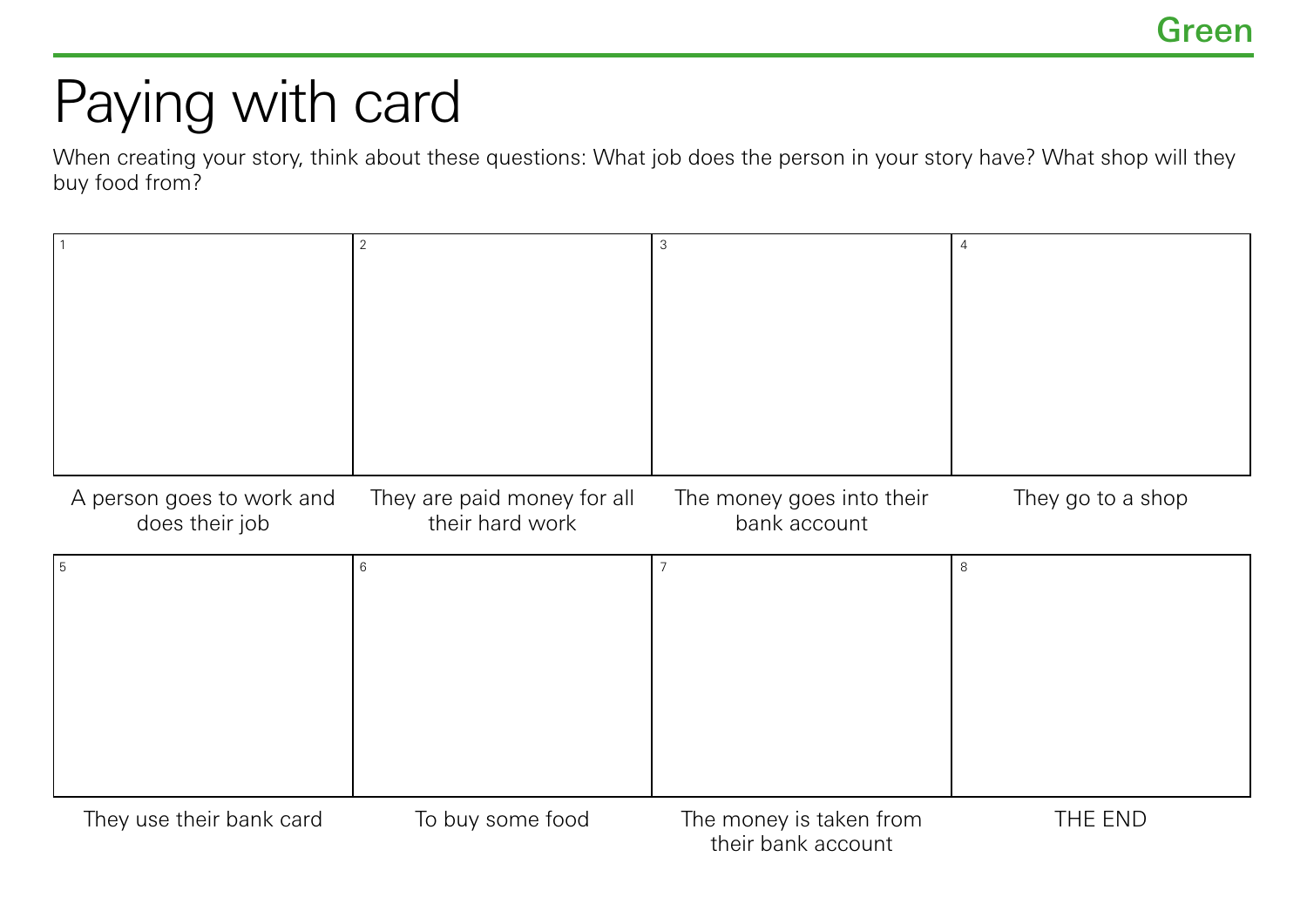Green

# Paying with card

When creating your story, think about these questions: What job does the person in your story have? What shop will they buy food from?

| 1 | 2 | 3 | 4 |
|---|---|---|---|
| A person goes to work and does their job | They are paid money for all their hard work | The money goes into their bank account | They go to a shop |

| 5 | 6 | 7 | 8 |
|---|---|---|---|
| They use their bank card | To buy some food | The money is taken from their bank account | THE END |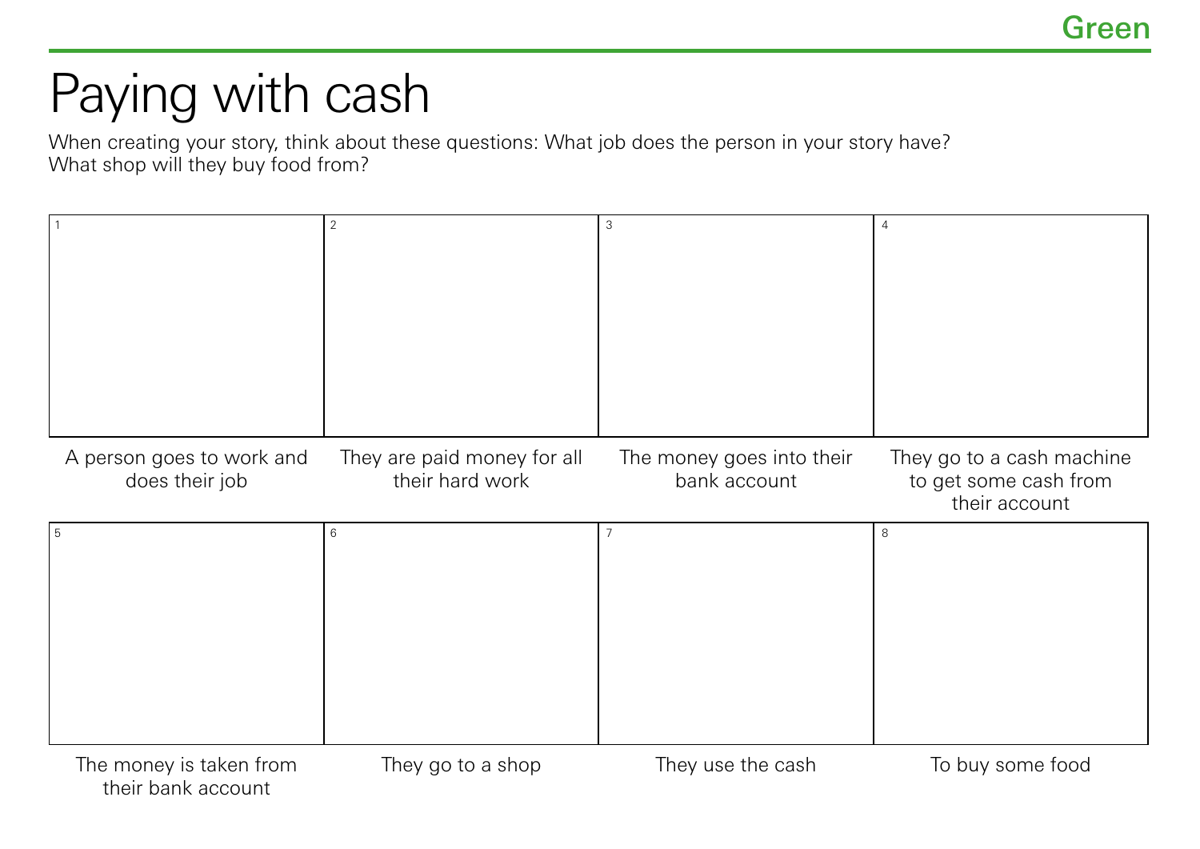Green

# Paying with cash

When creating your story, think about these questions: What job does the person in your story have? What shop will they buy food from?

| 1 | 2 | 3 | 4 |
|---|---|---|---|
| A person goes to work and does their job | They are paid money for all their hard work | The money goes into their bank account | They go to a cash machine to get some cash from their account |

| 5 | 6 | 7 | 8 |
|---|---|---|---|
| The money is taken from their bank account | They go to a shop | They use the cash | To buy some food |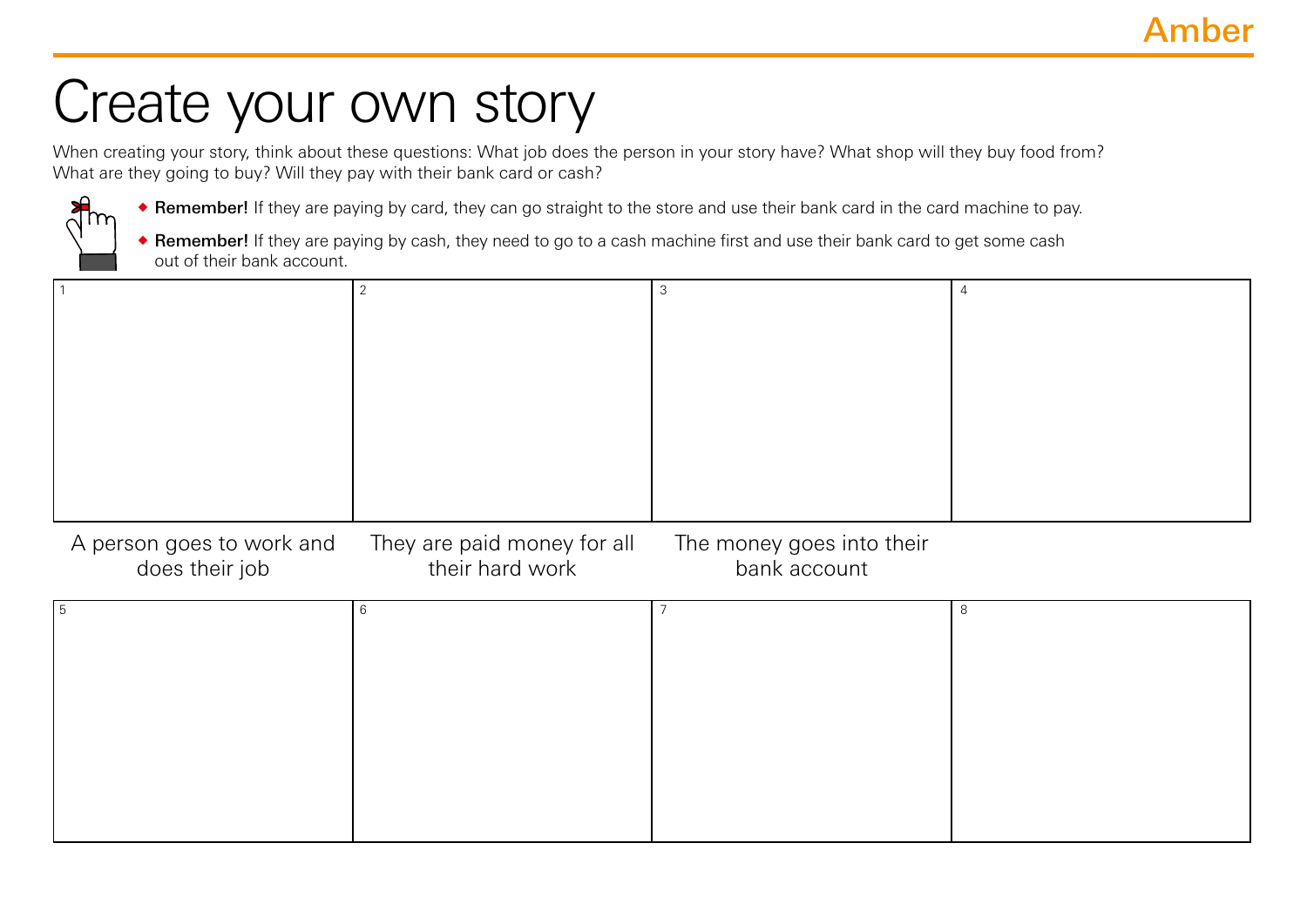Amber

# Create your own story

When creating your story, think about these questions: What job does the person in your story have? What shop will they buy food from? What are they going to buy? Will they pay with their bank card or cash?

- **Remember!** If they are paying by card, they can go straight to the store and use their bank card in the card machine to pay.
- **Remember!** If they are paying by cash, they need to go to a cash machine first and use their bank card to get some cash out of their bank account.

| 1 | 2 | 3 | 4 |
| --- | --- | --- | --- |
| A person goes to work and does their job | They are paid money for all their hard work | The money goes into their bank account | |

| 5 | 6 | 7 | 8 |
| --- | --- | --- | --- |
| | | | |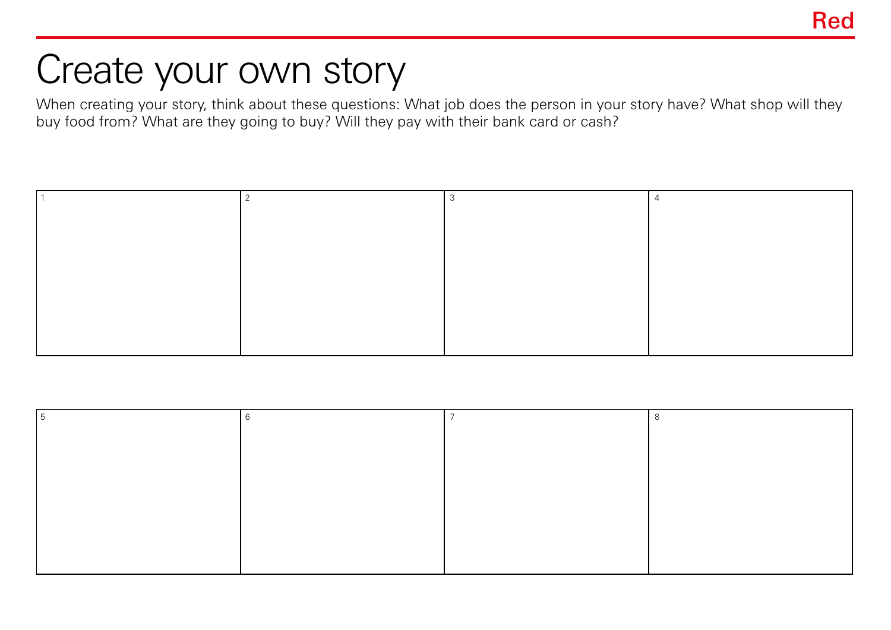# Create your own story

When creating your story, think about these questions: What job does the person in your story have? What shop will they buy food from? What are they going to buy? Will they pay with their bank card or cash?

| | | | |
|---|---|---|---|
| 1 | 2 | 3 | 4 |

| | | | |
|---|---|---|---|
| 5 | 6 | 7 | 8 |